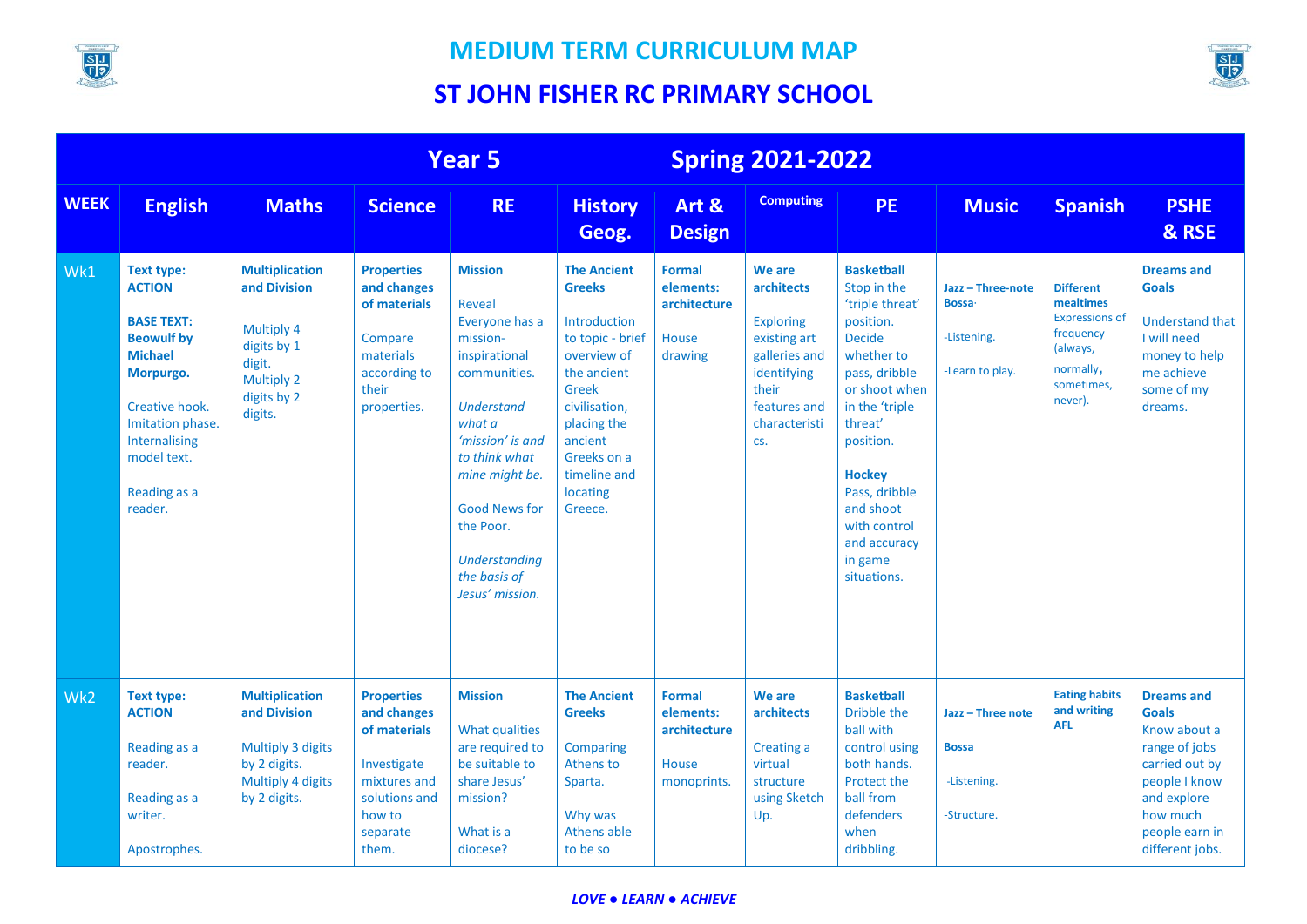# MEDIUM TERM CURRICULUM MAP

## ST JOHN FISHER RC PRIMARY SCHOOL

| Year 5 | | | | Spring 2021-2022 | | | | | | | |
|---|---|---|---|---|---|---|---|---|---|---|---|
| **WEEK** | **English** | **Maths** | **Science** | **RE** | **History Geog.** | **Art & Design** | **Computing** | **PE** | **Music** | **Spanish** | **PSHE & RSE** |
| Wk1 | **Text type: ACTION**<br><br>**BASE TEXT: Beowulf by Michael Morpurgo.**<br><br>Creative hook. Imitation phase. Internalising model text.<br><br>Reading as a reader. | **Multiplication and Division**<br><br>Multiply 4 digits by 1 digit.<br>Multiply 2 digits by 2 digits. | **Properties and changes of materials**<br><br>Compare materials according to their properties. | **Mission**<br><br>Reveal<br>Everyone has a mission- inspirational communities.<br><br>*Understand what a 'mission' is and to think what mine might be.*<br><br>Good News for the Poor.<br><br>*Understanding the basis of Jesus' mission.* | **The Ancient Greeks**<br><br>Introduction to topic - brief overview of the ancient Greek civilisation, placing the ancient Greeks on a timeline and locating Greece. | **Formal elements: architecture**<br><br>House drawing | **We are architects**<br><br>Exploring existing art galleries and identifying their features and characteristics. | **Basketball**<br>Stop in the 'triple threat' position. Decide whether to pass, dribble or shoot when in the 'triple threat' position.<br><br>**Hockey**<br>Pass, dribble and shoot with control and accuracy in game situations. | **Jazz – Three-note Bossa**.<br><br>-Listening.<br><br>-Learn to play. | **Different mealtimes**<br>Expressions of frequency (always, normally, sometimes, never). | **Dreams and Goals**<br><br>Understand that I will need money to help me achieve some of my dreams. |
| Wk2 | **Text type: ACTION**<br><br>Reading as a reader.<br><br>Reading as a writer.<br><br>Apostrophes. | **Multiplication and Division**<br><br>Multiply 3 digits by 2 digits.<br>Multiply 4 digits by 2 digits. | **Properties and changes of materials**<br><br>Investigate mixtures and solutions and how to separate them. | **Mission**<br><br>What qualities are required to be suitable to share Jesus' mission?<br><br>What is a diocese? | **The Ancient Greeks**<br><br>Comparing Athens to Sparta.<br><br>Why was Athens able to be so | **Formal elements: architecture**<br><br>House monoprints. | **We are architects**<br><br>Creating a virtual structure using Sketch Up. | **Basketball**<br>Dribble the ball with control using both hands. Protect the ball from defenders when dribbling. | **Jazz – Three note**<br><br>**Bossa**<br><br>-Listening.<br><br>-Structure. | **Eating habits and writing AFL** | **Dreams and Goals**<br>Know about a range of jobs carried out by people I know and explore how much people earn in different jobs. |

*LOVE ● LEARN ● ACHIEVE*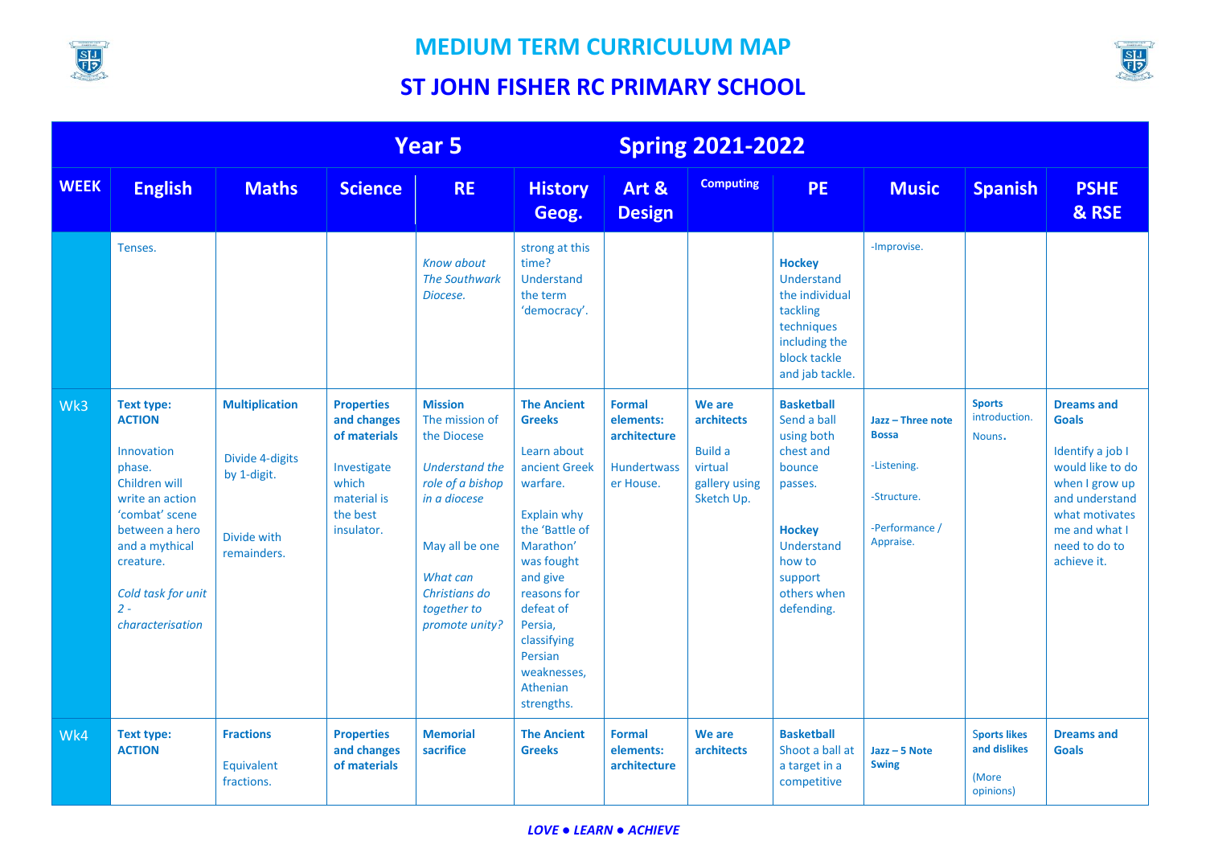# MEDIUM TERM CURRICULUM MAP

# ST JOHN FISHER RC PRIMARY SCHOOL

| Year 5 Spring 2021-2022 | | | | | | | | | | | |
|---|---|---|---|---|---|---|---|---|---|---|---|
| **WEEK** | **English** | **Maths** | **Science** | **RE** | **History Geog.** | **Art & Design** | **Computing** | **PE** | **Music** | **Spanish** | **PSHE & RSE** |
| | Tenses. | | | *Know about The Southwark Diocese.* | strong at this time? Understand the term 'democracy'. | | | **Hockey** Understand the individual tackling techniques including the block tackle and jab tackle. | -Improvise. | | |
| Wk3 | **Text type: ACTION** Innovation phase. Children will write an action 'combat' scene between a hero and a mythical creature. *Cold task for unit 2 - characterisation* | **Multiplication** Divide 4-digits by 1-digit. Divide with remainders. | **Properties and changes of materials** Investigate which material is the best insulator. | **Mission** The mission of the Diocese *Understand the role of a bishop in a diocese* May all be one *What can Christians do together to promote unity?* | **The Ancient Greeks** Learn about ancient Greek warfare. Explain why the 'Battle of Marathon' was fought and give reasons for defeat of Persia, classifying Persian weaknesses, Athenian strengths. | **Formal elements: architecture** Hundertwasser House. | **We are architects** Build a virtual gallery using Sketch Up. | **Basketball** Send a ball using both chest and bounce passes. **Hockey** Understand how to support others when defending. | **Jazz – Three note Bossa** -Listening. -Structure. -Performance / Appraise. | **Sports** introduction. Nouns. | **Dreams and Goals** Identify a job I would like to do when I grow up and understand what motivates me and what I need to do to achieve it. |
| Wk4 | **Text type: ACTION** | **Fractions** Equivalent fractions. | **Properties and changes of materials** | **Memorial sacrifice** | **The Ancient Greeks** | **Formal elements: architecture** | **We are architects** | **Basketball** Shoot a ball at a target in a competitive | **Jazz – 5 Note Swing** | **Sports likes and dislikes** (More opinions) | **Dreams and Goals** |

*LOVE ● LEARN ● ACHIEVE*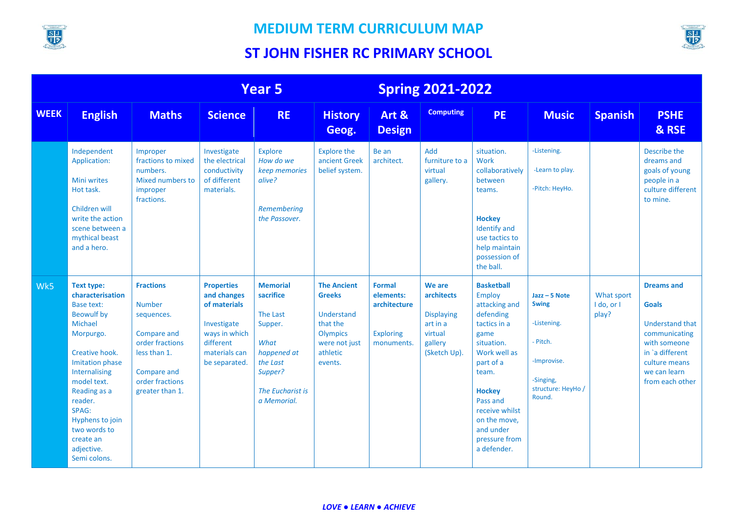# MEDIUM TERM CURRICULUM MAP

## ST JOHN FISHER RC PRIMARY SCHOOL

| Year 5 | | | | | | | | | | | |
|---|---|---|---|---|---|---|---|---|---|---|---|
| | | | | Spring 2021-2022 | | | | | | | |
| **WEEK** | **English** | **Maths** | **Science** | **RE** | **History Geog.** | **Art & Design** | **Computing** | **PE** | **Music** | **Spanish** | **PSHE & RSE** |
| | Independent Application:<br><br>Mini writes Hot task.<br><br>Children will write the action scene between a mythical beast and a hero. | Improper fractions to mixed numbers. Mixed numbers to improper fractions. | Investigate the electrical conductivity of different materials. | Explore *How do we keep memories alive?*<br><br>*Remembering the Passover.* | Explore the ancient Greek belief system. | Be an architect. | Add furniture to a virtual gallery. | situation. Work collaboratively between teams.<br><br>**Hockey** Identify and use tactics to help maintain possession of the ball. | -Listening.<br><br>-Learn to play.<br><br>-Pitch: HeyHo. | | Describe the dreams and goals of young people in a culture different to mine. |
| Wk5 | **Text type: characterisation** Base text: Beowulf by Michael Morpurgo.<br><br>Creative hook. Imitation phase Internalising model text. Reading as a reader. SPAG: Hyphens to join two words to create an adjective. Semi colons. | **Fractions**<br><br>Number sequences.<br><br>Compare and order fractions less than 1.<br><br>Compare and order fractions greater than 1. | **Properties and changes of materials**<br><br>Investigate ways in which different materials can be separated. | **Memorial sacrifice**<br><br>The Last Supper.<br><br>*What happened at the Last Supper?*<br><br>*The Eucharist is a Memorial.* | **The Ancient Greeks**<br><br>Understand that the Olympics were not just athletic events. | **Formal elements: architecture**<br><br>Exploring monuments. | **We are architects**<br><br>Displaying art in a virtual gallery (Sketch Up). | **Basketball** Employ attacking and defending tactics in a game situation. Work well as part of a team.<br><br>**Hockey** Pass and receive whilst on the move, and under pressure from a defender. | **Jazz – 5 Note Swing**<br><br>-Listening.<br><br>- Pitch.<br><br>-Improvise.<br><br>-Singing, structure: HeyHo / Round. | What sport I do, or I play? | **Dreams and Goals**<br><br>Understand that communicating with someone in `a different culture means we can learn from each other |

*LOVE ● LEARN ● ACHIEVE*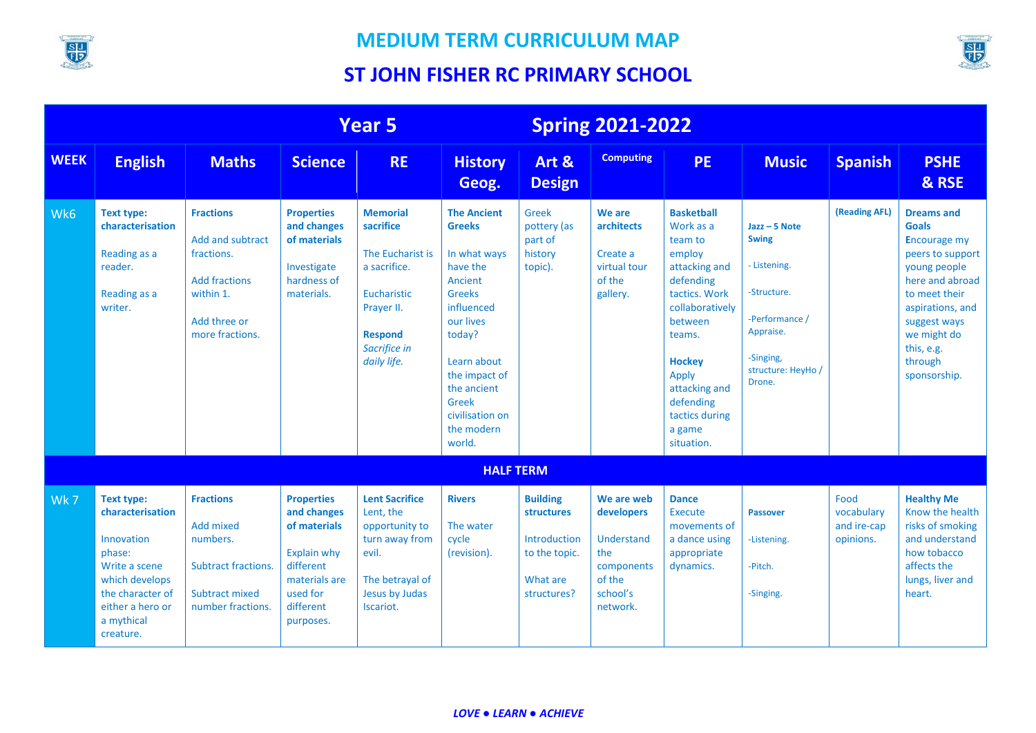# MEDIUM TERM CURRICULUM MAP

## ST JOHN FISHER RC PRIMARY SCHOOL

| Year 5 | | | | | Spring 2021-2022 | | | | | | |
|---|---|---|---|---|---|---|---|---|---|---|---|
| **WEEK** | **English** | **Maths** | **Science** | **RE** | **History Geog.** | **Art & Design** | **Computing** | **PE** | **Music** | **Spanish** | **PSHE & RSE** |
| Wk6 | **Text type: characterisation**<br><br>Reading as a reader.<br><br>Reading as a writer. | **Fractions**<br><br>Add and subtract fractions.<br><br>Add fractions within 1.<br><br>Add three or more fractions. | **Properties and changes of materials**<br><br>Investigate hardness of materials. | **Memorial sacrifice**<br><br>The Eucharist is a sacrifice.<br><br>Eucharistic Prayer II.<br><br>***Respond*** *Sacrifice in daily life.* | **The Ancient Greeks**<br><br>In what ways have the Ancient Greeks influenced our lives today?<br><br>Learn about the impact of the ancient Greek civilisation on the modern world. | Greek pottery (as part of history topic). | **We are architects**<br><br>Create a virtual tour of the gallery. | **Basketball** Work as a team to employ attacking and defending tactics. Work collaboratively between teams.<br><br>**Hockey** Apply attacking and defending tactics during a game situation. | **Jazz – 5 Note Swing**<br><br>- Listening.<br><br>-Structure.<br><br>-Performance / Appraise.<br><br>-Singing, structure: HeyHo / Drone. | **(Reading AFL)** | **Dreams and Goals** Encourage my peers to support young people here and abroad to meet their aspirations, and suggest ways we might do this, e.g. through sponsorship. |
| **HALF TERM** | | | | | | | | | | | |
| Wk 7 | **Text type: characterisation**<br><br>Innovation phase: Write a scene which develops the character of either a hero or a mythical creature. | **Fractions**<br><br>Add mixed numbers.<br><br>Subtract fractions.<br><br>Subtract mixed number fractions. | **Properties and changes of materials**<br><br>Explain why different materials are used for different purposes. | **Lent Sacrifice** Lent, the opportunity to turn away from evil.<br><br>The betrayal of Jesus by Judas Iscariot. | **Rivers**<br><br>The water cycle (revision). | **Building structures**<br><br>Introduction to the topic.<br><br>What are structures? | **We are web developers**<br><br>Understand the components of the school's network. | **Dance** Execute movements of a dance using appropriate dynamics. | **Passover**<br><br>-Listening.<br><br>-Pitch.<br><br>-Singing. | Food vocabulary and ire-cap opinions. | **Healthy Me** Know the health risks of smoking and understand how tobacco affects the lungs, liver and heart. |

*LOVE ● LEARN ● ACHIEVE*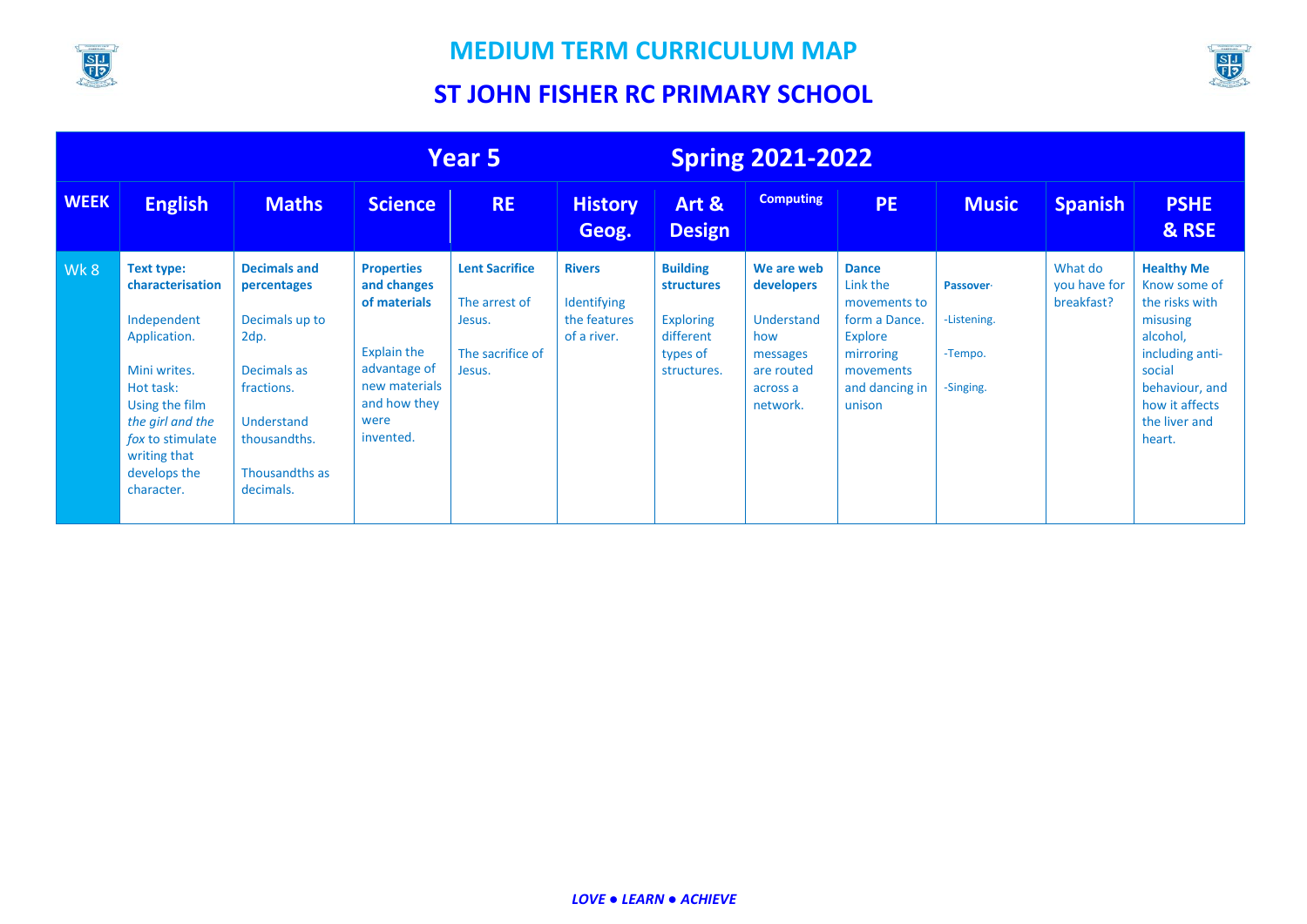# MEDIUM TERM CURRICULUM MAP

## ST JOHN FISHER RC PRIMARY SCHOOL

| Year 5 Spring 2021-2022 | | | | | | | | | | | |
|---|---|---|---|---|---|---|---|---|---|---|---|
| **WEEK** | **English** | **Maths** | **Science** | **RE** | **History Geog.** | **Art & Design** | **Computing** | **PE** | **Music** | **Spanish** | **PSHE & RSE** |
| Wk 8 | **Text type: characterisation**<br><br>Independent Application.<br><br>Mini writes.<br>Hot task:<br>Using the film *the girl and the fox* to stimulate writing that develops the character. | **Decimals and percentages**<br><br>Decimals up to 2dp.<br><br>Decimals as fractions.<br><br>Understand thousandths.<br><br>Thousandths as decimals. | **Properties and changes of materials**<br><br>Explain the advantage of new materials and how they were invented. | **Lent Sacrifice**<br><br>The arrest of Jesus.<br><br>The sacrifice of Jesus. | **Rivers**<br><br>Identifying the features of a river. | **Building structures**<br><br>Exploring different types of structures. | **We are web developers**<br><br>Understand how messages are routed across a network. | **Dance**<br>Link the movements to form a Dance.<br>Explore mirroring movements and dancing in unison | **Passover**·<br><br>-Listening.<br><br>-Tempo.<br><br>-Singing. | What do you have for breakfast? | **Healthy Me**<br>Know some of the risks with misusing alcohol, including anti-social behaviour, and how it affects the liver and heart. |

*LOVE ● LEARN ● ACHIEVE*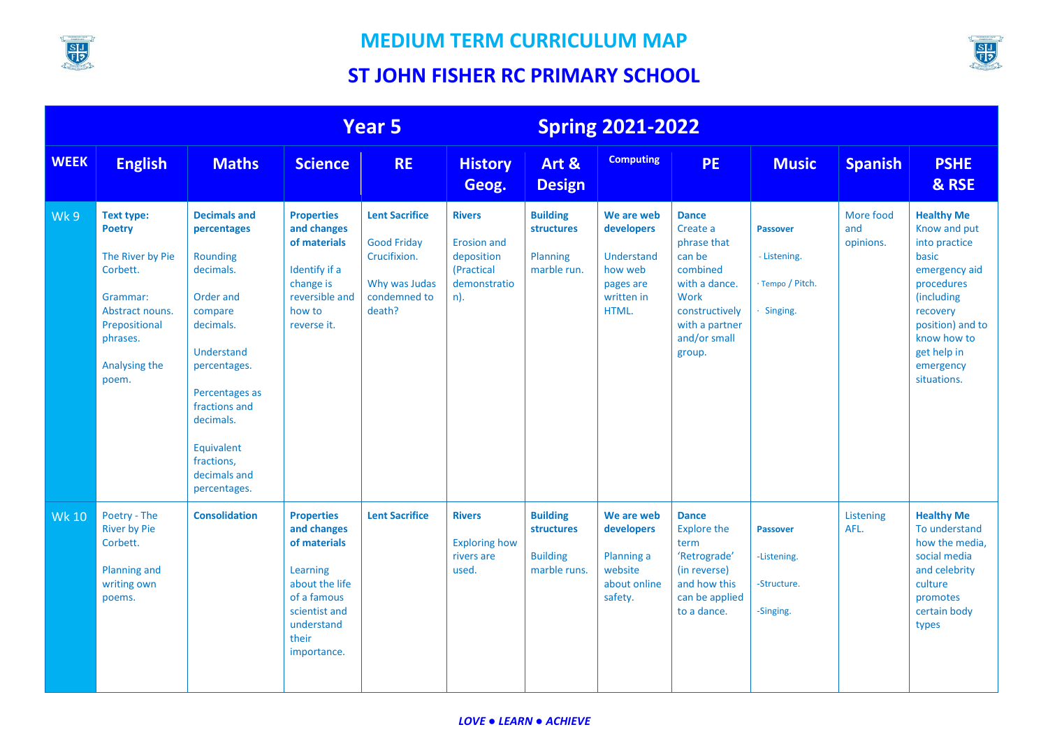# MEDIUM TERM CURRICULUM MAP

## ST JOHN FISHER RC PRIMARY SCHOOL

| Year 5 | | | | Spring 2021-2022 | | | | | | | |
|---|---|---|---|---|---|---|---|---|---|---|---|
| **WEEK** | **English** | **Maths** | **Science** | **RE** | **History Geog.** | **Art & Design** | **Computing** | **PE** | **Music** | **Spanish** | **PSHE & RSE** |
| Wk 9 | **Text type: Poetry**<br><br>The River by Pie Corbett.<br><br>Grammar: Abstract nouns. Prepositional phrases.<br><br>Analysing the poem. | **Decimals and percentages**<br><br>Rounding decimals.<br><br>Order and compare decimals.<br><br>Understand percentages.<br><br>Percentages as fractions and decimals.<br><br>Equivalent fractions, decimals and percentages. | **Properties and changes of materials**<br><br>Identify if a change is reversible and how to reverse it. | **Lent Sacrifice**<br><br>Good Friday Crucifixion.<br><br>Why was Judas condemned to death? | **Rivers**<br><br>Erosion and deposition (Practical demonstration). | **Building structures**<br><br>Planning marble run. | **We are web developers**<br><br>Understand how web pages are written in HTML. | **Dance**<br>Create a phrase that can be combined with a dance. Work constructively with a partner and/or small group. | **Passover**<br><br>- Listening.<br><br>- Tempo / Pitch.<br><br>- Singing. | More food and opinions. | **Healthy Me**<br>Know and put into practice basic emergency aid procedures (including recovery position) and to know how to get help in emergency situations. |
| Wk 10 | Poetry - The River by Pie Corbett.<br><br>Planning and writing own poems. | **Consolidation** | **Properties and changes of materials**<br><br>Learning about the life of a famous scientist and understand their importance. | **Lent Sacrifice** | **Rivers**<br><br>Exploring how rivers are used. | **Building structures**<br><br>Building marble runs. | **We are web developers**<br><br>Planning a website about online safety. | **Dance**<br>Explore the term 'Retrograde' (in reverse) and how this can be applied to a dance. | **Passover**<br><br>-Listening.<br><br>-Structure.<br><br>-Singing. | Listening AFL. | **Healthy Me**<br>To understand how the media, social media and celebrity culture promotes certain body types |

*LOVE ● LEARN ● ACHIEVE*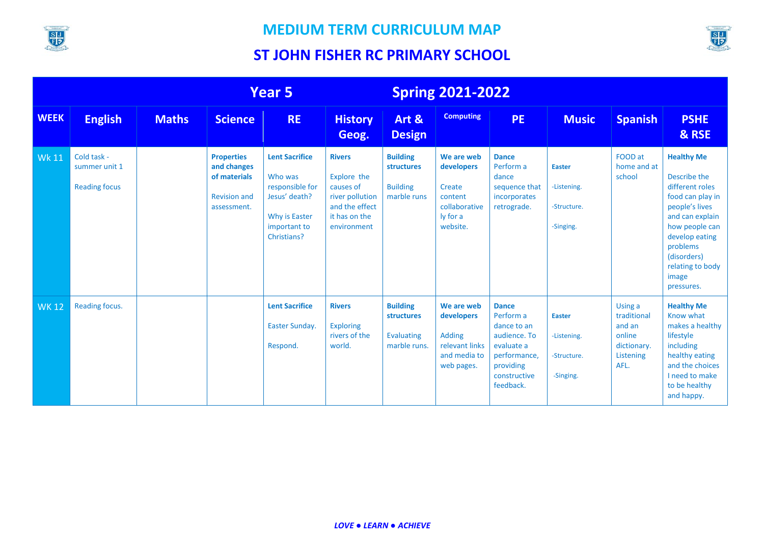# MEDIUM TERM CURRICULUM MAP

## ST JOHN FISHER RC PRIMARY SCHOOL

| Year 5 Spring 2021-2022 | | | | | | | | | | | |
|---|---|---|---|---|---|---|---|---|---|---|---|
| **WEEK** | **English** | **Maths** | **Science** | **RE** | **History Geog.** | **Art & Design** | **Computing** | **PE** | **Music** | **Spanish** | **PSHE & RSE** |
| Wk 11 | Cold task - summer unit 1<br><br>Reading focus | | **Properties and changes of materials**<br><br>Revision and assessment. | **Lent Sacrifice**<br><br>Who was responsible for Jesus' death?<br><br>Why is Easter important to Christians? | **Rivers**<br><br>Explore the causes of river pollution and the effect it has on the environment | **Building structures**<br><br>Building marble runs | **We are web developers**<br><br>Create content collaboratively for a website. | **Dance**<br>Perform a dance sequence that incorporates retrograde. | **Easter**<br><br>-Listening.<br><br>-Structure.<br><br>-Singing. | FOOD at home and at school | **Healthy Me**<br><br>Describe the different roles food can play in people's lives and can explain how people can develop eating problems (disorders) relating to body image pressures. |
| WK 12 | Reading focus. | | | **Lent Sacrifice**<br><br>Easter Sunday.<br><br>Respond. | **Rivers**<br><br>Exploring rivers of the world. | **Building structures**<br><br>Evaluating marble runs. | **We are web developers**<br><br>Adding relevant links and media to web pages. | **Dance**<br>Perform a dance to an audience. To evaluate a performance, providing constructive feedback. | **Easter**<br><br>-Listening.<br><br>-Structure.<br><br>-Singing. | Using a traditional and an online dictionary.<br>Listening AFL. | **Healthy Me**<br>Know what makes a healthy lifestyle including healthy eating and the choices I need to make to be healthy and happy. |

*LOVE ● LEARN ● ACHIEVE*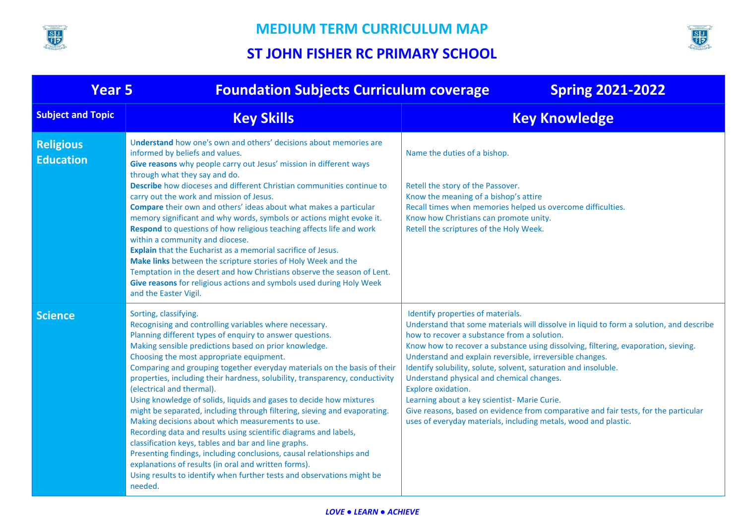# MEDIUM TERM CURRICULUM MAP

## ST JOHN FISHER RC PRIMARY SCHOOL

| Year 5 | Foundation Subjects Curriculum coverage Spring 2021-2022 | |
|---|---|---|
| **Subject and Topic** | **Key Skills** | **Key Knowledge** |
| **Religious Education** | **Understand** how one's own and others' decisions about memories are informed by beliefs and values.<br>**Give reasons** why people carry out Jesus' mission in different ways through what they say and do.<br>**Describe** how dioceses and different Christian communities continue to carry out the work and mission of Jesus.<br>**Compare** their own and others' ideas about what makes a particular memory significant and why words, symbols or actions might evoke it.<br>**Respond** to questions of how religious teaching affects life and work within a community and diocese.<br>**Explain** that the Eucharist as a memorial sacrifice of Jesus.<br>**Make links** between the scripture stories of Holy Week and the Temptation in the desert and how Christians observe the season of Lent.<br>**Give reasons** for religious actions and symbols used during Holy Week and the Easter Vigil. | Name the duties of a bishop.<br><br>Retell the story of the Passover.<br>Know the meaning of a bishop's attire<br>Recall times when memories helped us overcome difficulties.<br>Know how Christians can promote unity.<br>Retell the scriptures of the Holy Week. |
| **Science** | Sorting, classifying.<br>Recognising and controlling variables where necessary.<br>Planning different types of enquiry to answer questions.<br>Making sensible predictions based on prior knowledge.<br>Choosing the most appropriate equipment.<br>Comparing and grouping together everyday materials on the basis of their properties, including their hardness, solubility, transparency, conductivity (electrical and thermal).<br>Using knowledge of solids, liquids and gases to decide how mixtures might be separated, including through filtering, sieving and evaporating.<br>Making decisions about which measurements to use.<br>Recording data and results using scientific diagrams and labels, classification keys, tables and bar and line graphs.<br>Presenting findings, including conclusions, causal relationships and explanations of results (in oral and written forms).<br>Using results to identify when further tests and observations might be needed. | Identify properties of materials.<br>Understand that some materials will dissolve in liquid to form a solution, and describe how to recover a substance from a solution.<br>Know how to recover a substance using dissolving, filtering, evaporation, sieving.<br>Understand and explain reversible, irreversible changes.<br>Identify solubility, solute, solvent, saturation and insoluble.<br>Understand physical and chemical changes.<br>Explore oxidation.<br>Learning about a key scientist- Marie Curie.<br>Give reasons, based on evidence from comparative and fair tests, for the particular uses of everyday materials, including metals, wood and plastic. |

*LOVE ● LEARN ● ACHIEVE*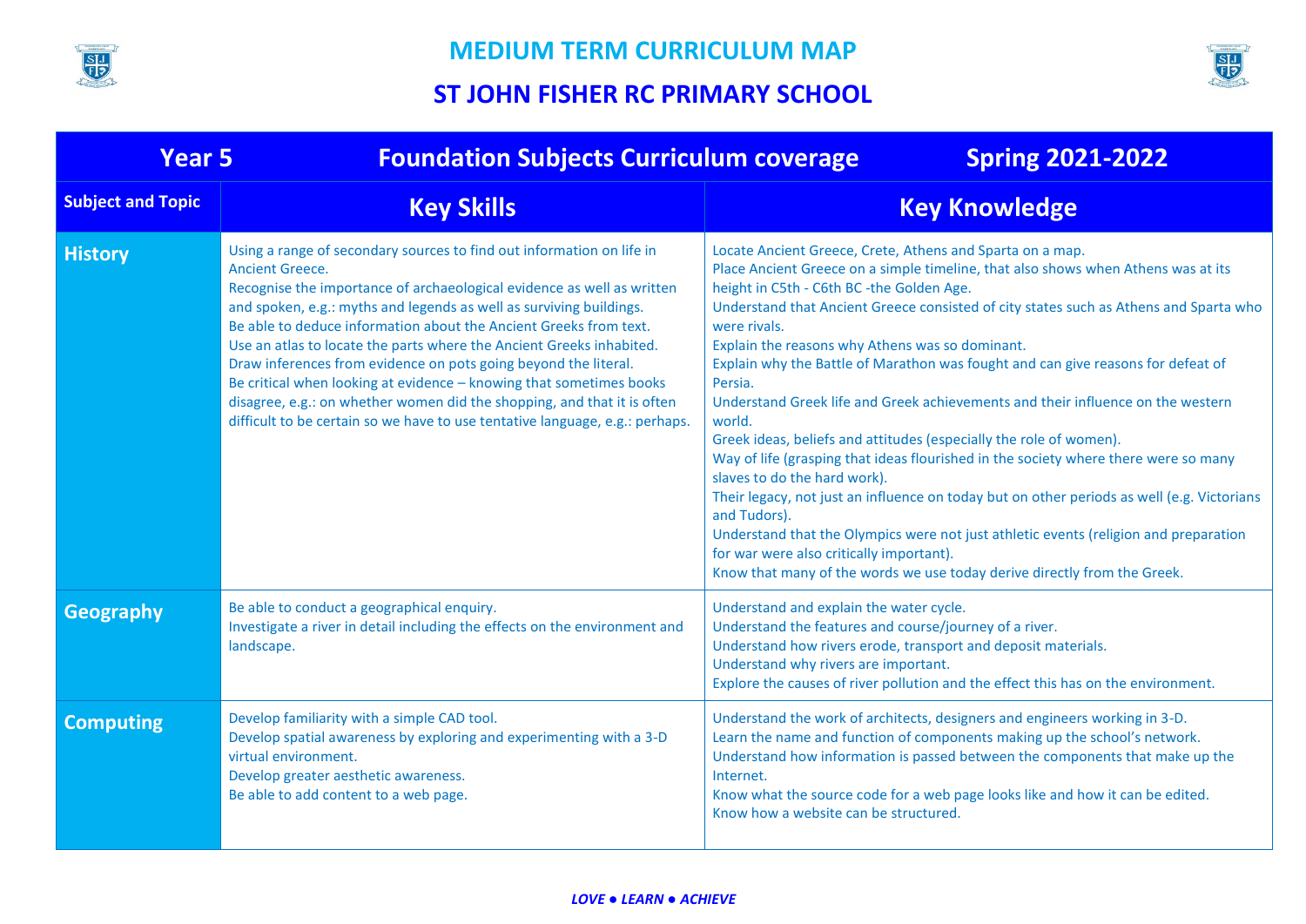# MEDIUM TERM CURRICULUM MAP

## ST JOHN FISHER RC PRIMARY SCHOOL

| Year 5 | Foundation Subjects Curriculum coverage | Spring 2021-2022 |
|---|---|---|
| **Subject and Topic** | **Key Skills** | **Key Knowledge** |
| **History** | Using a range of secondary sources to find out information on life in Ancient Greece.<br>Recognise the importance of archaeological evidence as well as written and spoken, e.g.: myths and legends as well as surviving buildings.<br>Be able to deduce information about the Ancient Greeks from text.<br>Use an atlas to locate the parts where the Ancient Greeks inhabited.<br>Draw inferences from evidence on pots going beyond the literal.<br>Be critical when looking at evidence – knowing that sometimes books disagree, e.g.: on whether women did the shopping, and that it is often difficult to be certain so we have to use tentative language, e.g.: perhaps. | Locate Ancient Greece, Crete, Athens and Sparta on a map.<br>Place Ancient Greece on a simple timeline, that also shows when Athens was at its height in C5th - C6th BC -the Golden Age.<br>Understand that Ancient Greece consisted of city states such as Athens and Sparta who were rivals.<br>Explain the reasons why Athens was so dominant.<br>Explain why the Battle of Marathon was fought and can give reasons for defeat of Persia.<br>Understand Greek life and Greek achievements and their influence on the western world.<br>Greek ideas, beliefs and attitudes (especially the role of women).<br>Way of life (grasping that ideas flourished in the society where there were so many slaves to do the hard work).<br>Their legacy, not just an influence on today but on other periods as well (e.g. Victorians and Tudors).<br>Understand that the Olympics were not just athletic events (religion and preparation for war were also critically important).<br>Know that many of the words we use today derive directly from the Greek. |
| **Geography** | Be able to conduct a geographical enquiry.<br>Investigate a river in detail including the effects on the environment and landscape. | Understand and explain the water cycle.<br>Understand the features and course/journey of a river.<br>Understand how rivers erode, transport and deposit materials.<br>Understand why rivers are important.<br>Explore the causes of river pollution and the effect this has on the environment. |
| **Computing** | Develop familiarity with a simple CAD tool.<br>Develop spatial awareness by exploring and experimenting with a 3-D virtual environment.<br>Develop greater aesthetic awareness.<br>Be able to add content to a web page. | Understand the work of architects, designers and engineers working in 3-D.<br>Learn the name and function of components making up the school's network.<br>Understand how information is passed between the components that make up the Internet.<br>Know what the source code for a web page looks like and how it can be edited.<br>Know how a website can be structured. |

*LOVE ● LEARN ● ACHIEVE*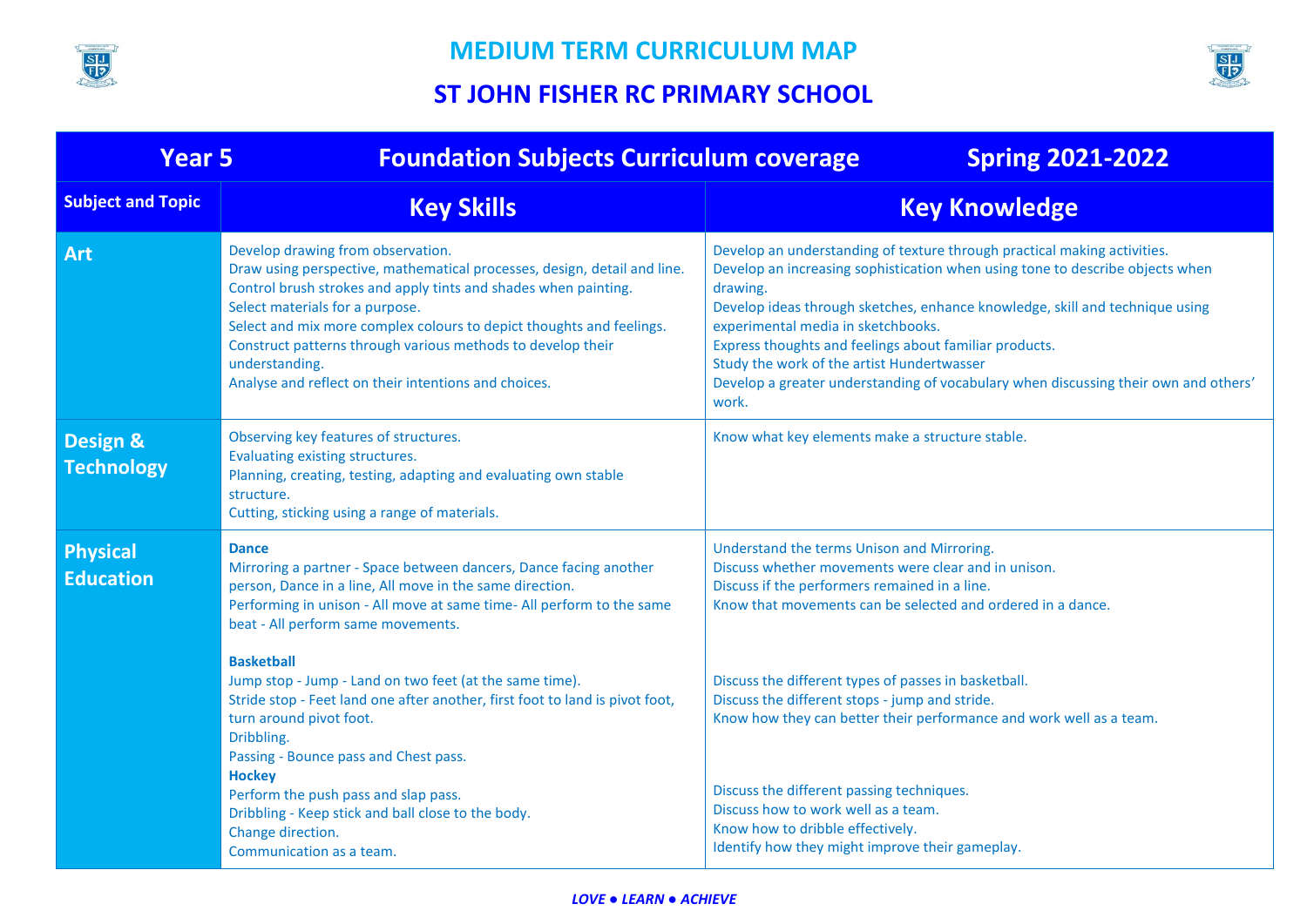# MEDIUM TERM CURRICULUM MAP

## ST JOHN FISHER RC PRIMARY SCHOOL

| Year 5 | Foundation Subjects Curriculum coverage | Spring 2021-2022 |
|---|---|---|
| **Subject and Topic** | **Key Skills** | **Key Knowledge** |
| **Art** | Develop drawing from observation.<br>Draw using perspective, mathematical processes, design, detail and line.<br>Control brush strokes and apply tints and shades when painting.<br>Select materials for a purpose.<br>Select and mix more complex colours to depict thoughts and feelings.<br>Construct patterns through various methods to develop their understanding.<br>Analyse and reflect on their intentions and choices. | Develop an understanding of texture through practical making activities.<br>Develop an increasing sophistication when using tone to describe objects when drawing.<br>Develop ideas through sketches, enhance knowledge, skill and technique using experimental media in sketchbooks.<br>Express thoughts and feelings about familiar products.<br>Study the work of the artist Hundertwasser<br>Develop a greater understanding of vocabulary when discussing their own and others' work. |
| **Design & Technology** | Observing key features of structures.<br>Evaluating existing structures.<br>Planning, creating, testing, adapting and evaluating own stable structure.<br>Cutting, sticking using a range of materials. | Know what key elements make a structure stable. |
| **Physical Education** | **Dance**<br>Mirroring a partner - Space between dancers, Dance facing another person, Dance in a line, All move in the same direction.<br>Performing in unison - All move at same time- All perform to the same beat - All perform same movements.<br><br>**Basketball**<br>Jump stop - Jump - Land on two feet (at the same time).<br>Stride stop - Feet land one after another, first foot to land is pivot foot, turn around pivot foot.<br>Dribbling.<br>Passing - Bounce pass and Chest pass.<br>**Hockey**<br>Perform the push pass and slap pass.<br>Dribbling - Keep stick and ball close to the body.<br>Change direction.<br>Communication as a team. | Understand the terms Unison and Mirroring.<br>Discuss whether movements were clear and in unison.<br>Discuss if the performers remained in a line.<br>Know that movements can be selected and ordered in a dance.<br><br>Discuss the different types of passes in basketball.<br>Discuss the different stops - jump and stride.<br>Know how they can better their performance and work well as a team.<br><br>Discuss the different passing techniques.<br>Discuss how to work well as a team.<br>Know how to dribble effectively.<br>Identify how they might improve their gameplay. |

*LOVE ● LEARN ● ACHIEVE*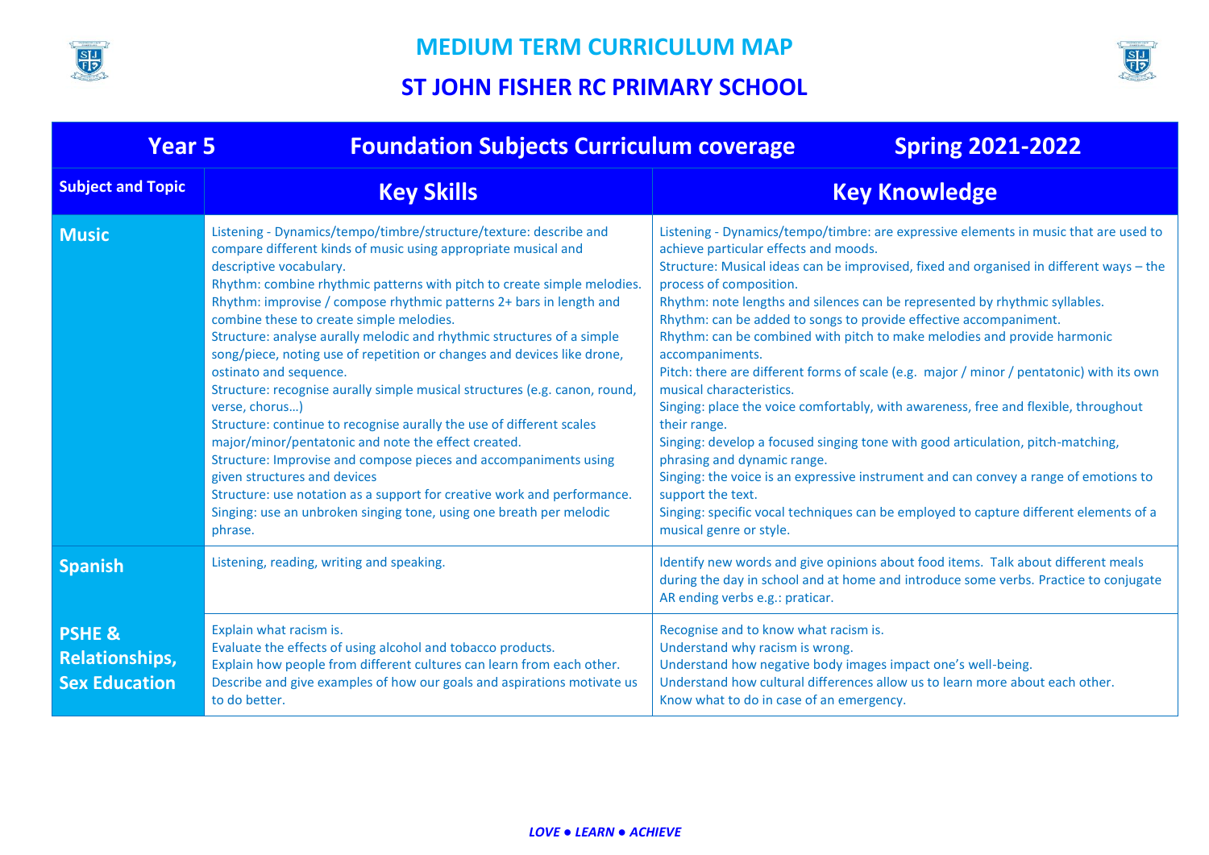# MEDIUM TERM CURRICULUM MAP

## ST JOHN FISHER RC PRIMARY SCHOOL

| Year 5 | Foundation Subjects Curriculum coverage | Spring 2021-2022 |
|---|---|---|
| **Subject and Topic** | **Key Skills** | **Key Knowledge** |
| **Music** | Listening - Dynamics/tempo/timbre/structure/texture: describe and compare different kinds of music using appropriate musical and descriptive vocabulary.<br>Rhythm: combine rhythmic patterns with pitch to create simple melodies.<br>Rhythm: improvise / compose rhythmic patterns 2+ bars in length and combine these to create simple melodies.<br>Structure: analyse aurally melodic and rhythmic structures of a simple song/piece, noting use of repetition or changes and devices like drone, ostinato and sequence.<br>Structure: recognise aurally simple musical structures (e.g. canon, round, verse, chorus…)<br>Structure: continue to recognise aurally the use of different scales major/minor/pentatonic and note the effect created.<br>Structure: Improvise and compose pieces and accompaniments using given structures and devices<br>Structure: use notation as a support for creative work and performance.<br>Singing: use an unbroken singing tone, using one breath per melodic phrase. | Listening - Dynamics/tempo/timbre: are expressive elements in music that are used to achieve particular effects and moods.<br>Structure: Musical ideas can be improvised, fixed and organised in different ways – the process of composition.<br>Rhythm: note lengths and silences can be represented by rhythmic syllables.<br>Rhythm: can be added to songs to provide effective accompaniment.<br>Rhythm: can be combined with pitch to make melodies and provide harmonic accompaniments.<br>Pitch: there are different forms of scale (e.g. major / minor / pentatonic) with its own musical characteristics.<br>Singing: place the voice comfortably, with awareness, free and flexible, throughout their range.<br>Singing: develop a focused singing tone with good articulation, pitch-matching, phrasing and dynamic range.<br>Singing: the voice is an expressive instrument and can convey a range of emotions to support the text.<br>Singing: specific vocal techniques can be employed to capture different elements of a musical genre or style. |
| **Spanish** | Listening, reading, writing and speaking. | Identify new words and give opinions about food items. Talk about different meals during the day in school and at home and introduce some verbs. Practice to conjugate AR ending verbs e.g.: praticar. |
| **PSHE & Relationships, Sex Education** | Explain what racism is.<br>Evaluate the effects of using alcohol and tobacco products.<br>Explain how people from different cultures can learn from each other.<br>Describe and give examples of how our goals and aspirations motivate us to do better. | Recognise and to know what racism is.<br>Understand why racism is wrong.<br>Understand how negative body images impact one's well-being.<br>Understand how cultural differences allow us to learn more about each other.<br>Know what to do in case of an emergency. |

*LOVE ● LEARN ● ACHIEVE*